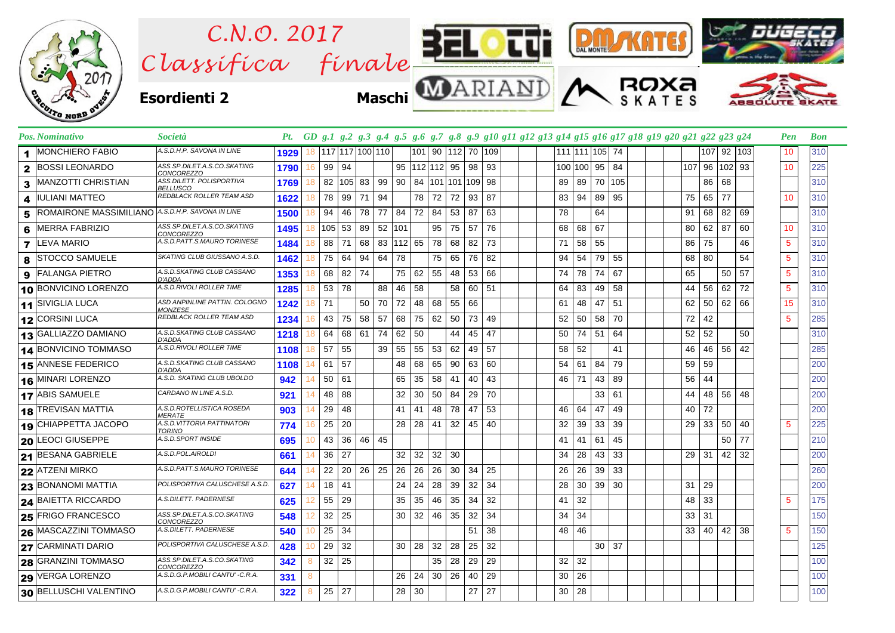# C.N.O. 2017

## Classifica finale

**Esordienti 2** **Maschi**

| Pos. | Nominativo | Società | Pt. | GD | g.1 | g.2 | g.3 | g.4 | g.5 | g.6 | g.7 | g.8 | g.9 | g10 | g11 | g12 | g13 | g14 | g15 | g16 | g17 | g18 | g19 | g20 | g21 | g22 | g23 | g24 | Pen | Bon |
|---|---|---|---|---|---|---|---|---|---|---|---|---|---|---|---|---|---|---|---|---|---|---|---|---|---|---|---|---|---|---|
| 1 | MONCHIERO FABIO | A.S.D.H.P. SAVONA IN LINE | 1929 | 18 | 117 | 117 | 100 | 110 | | 101 | 90 | 112 | 70 | 109 | | | | | 111 | 111 | 105 | 74 | | | | 107 | 92 | 103 | 10 | 310 |
| 2 | BOSSI LEONARDO | ASS.SP.DILET.A.S.CO.SKATING CONCOREZZO | 1790 | 16 | 99 | 94 | | | 95 | 112 | 112 | 95 | 98 | 93 | | | | | 100 | 100 | 95 | 84 | | | 107 | 96 | 102 | 93 | 10 | 225 |
| 3 | MANZOTTI CHRISTIAN | ASS.DILETT. POLISPORTIVA BELLUSCO | 1769 | 18 | 82 | 105 | 83 | 99 | 90 | 84 | 101 | 101 | 109 | 98 | | | | | 89 | 89 | 70 | 105 | | | | 86 | 68 | | | 310 |
| 4 | IULIANI MATTEO | REDBLACK ROLLER TEAM ASD | 1622 | 18 | 78 | 99 | 71 | 94 | | 78 | 72 | 72 | 93 | 87 | | | | | 83 | 94 | 89 | 95 | | | 75 | 65 | 77 | | 10 | 310 |
| 5 | ROMAIRONE MASSIMILIANO | A.S.D.H.P. SAVONA IN LINE | 1500 | 18 | 94 | 46 | 78 | 77 | 84 | 72 | 84 | 53 | 87 | 63 | | | | | 78 | | 64 | | | | 91 | 68 | 82 | 69 | | 310 |
| 6 | MERRA FABRIZIO | ASS.SP.DILET.A.S.CO.SKATING CONCOREZZO | 1495 | 18 | 105 | 53 | 89 | 52 | 101 | | 95 | 75 | 57 | 76 | | | | | 68 | 68 | 67 | | | | 80 | 62 | 87 | 60 | 10 | 310 |
| 7 | LEVA MARIO | A.S.D.PATT.S.MAURO TORINESE | 1484 | 18 | 88 | 71 | 68 | 83 | 112 | 65 | 78 | 68 | 82 | 73 | | | | | 71 | 58 | 55 | | | | 86 | 75 | | 46 | 5 | 310 |
| 8 | STOCCO SAMUELE | SKATING CLUB GIUSSANO A.S.D. | 1462 | 18 | 75 | 64 | 94 | 64 | 78 | | 75 | 65 | 76 | 82 | | | | | 94 | 54 | 79 | 55 | | | 68 | 80 | | 54 | 5 | 310 |
| 9 | FALANGA PIETRO | A.S.D.SKATING CLUB CASSANO D'ADDA | 1353 | 18 | 68 | 82 | 74 | | 75 | 62 | 55 | 48 | 53 | 66 | | | | | 74 | 78 | 74 | 67 | | | 65 | | 50 | 57 | 5 | 310 |
| 10 | BONVICINO LORENZO | A.S.D.RIVOLI ROLLER TIME | 1285 | 18 | 53 | 78 | | 88 | 46 | 58 | | 58 | 60 | 51 | | | | | 64 | 83 | 49 | 58 | | | 44 | 56 | 62 | 72 | 5 | 310 |
| 11 | SIVIGLIA LUCA | ASD ANPINLINE PATTIN. COLOGNO MONZESE | 1242 | 18 | 71 | | 50 | 70 | 72 | 48 | 68 | 55 | 66 | | | | | | 61 | 48 | 47 | 51 | | | 62 | 50 | 62 | 66 | 15 | 310 |
| 12 | CORSINI LUCA | REDBLACK ROLLER TEAM ASD | 1234 | 16 | 43 | 75 | 58 | 57 | 68 | 75 | 62 | 50 | 73 | 49 | | | | | 52 | 50 | 58 | 70 | | | 72 | 42 | | | 5 | 285 |
| 13 | GALLIAZZO DAMIANO | A.S.D.SKATING CLUB CASSANO D'ADDA | 1218 | 18 | 64 | 68 | 61 | 74 | 62 | 50 | | 44 | 45 | 47 | | | | | 50 | 74 | 51 | 64 | | | 52 | 52 | | 50 | | 310 |
| 14 | BONVICINO TOMMASO | A.S.D.RIVOLI ROLLER TIME | 1108 | 18 | 57 | 55 | | 39 | 55 | 55 | 53 | 62 | 49 | 57 | | | | | 58 | 52 | | 41 | | | 46 | 46 | 56 | 42 | | 285 |
| 15 | ANNESE FEDERICO | A.S.D.SKATING CLUB CASSANO D'ADDA | 1108 | 14 | 61 | 57 | | | 48 | 68 | 65 | 90 | 63 | 60 | | | | | 54 | 61 | 84 | 79 | | | 59 | 59 | | | | 200 |
| 16 | MINARI LORENZO | A.S.D. SKATING CLUB UBOLDO | 942 | 14 | 50 | 61 | | | 65 | 35 | 58 | 41 | 40 | 43 | | | | | 46 | 71 | 43 | 89 | | | 56 | 44 | | | | 200 |
| 17 | ABIS SAMUELE | CARDANO IN LINE A.S.D. | 921 | 14 | 48 | 88 | | | 32 | 30 | 50 | 84 | 29 | 70 | | | | | | | 33 | 61 | | | 44 | 48 | 56 | 48 | | 200 |
| 18 | TREVISAN MATTIA | A.S.D.ROTELLISTICA ROSEDA MERATE | 903 | 14 | 29 | 48 | | | 41 | 41 | 48 | 78 | 47 | 53 | | | | | 46 | 64 | 47 | 49 | | | 40 | 72 | | | | 200 |
| 19 | CHIAPPETTA JACOPO | A.S.D.VITTORIA PATTINATORI TORINO | 774 | 16 | 25 | 20 | | | 28 | 28 | 41 | 32 | 45 | 40 | | | | | 32 | 39 | 33 | 39 | | | 29 | 33 | 50 | 40 | 5 | 225 |
| 20 | LEOCI GIUSEPPE | A.S.D.SPORT INSIDE | 695 | 10 | 43 | 36 | 46 | 45 | | | | | | | | | | | 41 | 41 | 61 | 45 | | | | | 50 | 77 | | 210 |
| 21 | BESANA GABRIELE | A.S.D.POL.AIROLDI | 661 | 14 | 36 | 27 | | | 32 | 32 | 32 | 30 | | | | | | | 34 | 28 | 43 | 33 | | | 29 | 31 | 42 | 32 | | 200 |
| 22 | ATZENI MIRKO | A.S.D.PATT.S.MAURO TORINESE | 644 | 14 | 22 | 20 | 26 | 25 | 26 | 26 | 26 | 30 | 34 | 25 | | | | | 26 | 26 | 39 | 33 | | | | | | | | 260 |
| 23 | BONANOMI MATTIA | POLISPORTIVA CALUSCHESE A.S.D. | 627 | 14 | 18 | 41 | | | 24 | 24 | 28 | 39 | 32 | 34 | | | | | 28 | 30 | 39 | 30 | | | 31 | 29 | | | | 200 |
| 24 | BAIETTA RICCARDO | A.S.DILETT. PADERNESE | 625 | 12 | 55 | 29 | | | 35 | 35 | 46 | 35 | 34 | 32 | | | | | 41 | 32 | | | | | 48 | 33 | | | 5 | 175 |
| 25 | FRIGO FRANCESCO | ASS.SP.DILET.A.S.CO.SKATING CONCOREZZO | 548 | 12 | 32 | 25 | | | 30 | 32 | 46 | 35 | 32 | 34 | | | | | 34 | 34 | | | | | 33 | 31 | | | | 150 |
| 26 | MASCAZZINI TOMMASO | A.S.DILETT. PADERNESE | 540 | 10 | 25 | 34 | | | | | | | 51 | 38 | | | | | 48 | 46 | | | | | 33 | 40 | 42 | 38 | 5 | 150 |
| 27 | CARMINATI DARIO | POLISPORTIVA CALUSCHESE A.S.D. | 428 | 10 | 29 | 32 | | | 30 | 28 | 32 | 28 | 25 | 32 | | | | | | | 30 | 37 | | | | | | | | 125 |
| 28 | GRANZINI TOMMASO | ASS.SP.DILET.A.S.CO.SKATING CONCOREZZO | 342 | 8 | 32 | 25 | | | | | 35 | 28 | 29 | 29 | | | | | 32 | 32 | | | | | | | | | | 100 |
| 29 | VERGA LORENZO | A.S.D.G.P.MOBILI CANTU' -C.R.A. | 331 | 8 | | | | | 26 | 24 | 30 | 26 | 40 | 29 | | | | | 30 | 26 | | | | | | | | | | 100 |
| 30 | BELLUSCHI VALENTINO | A.S.D.G.P.MOBILI CANTU' -C.R.A. | 322 | 8 | 25 | 27 | | | 28 | 30 | | | 27 | 27 | | | | | 30 | 28 | | | | | | | | | | 100 |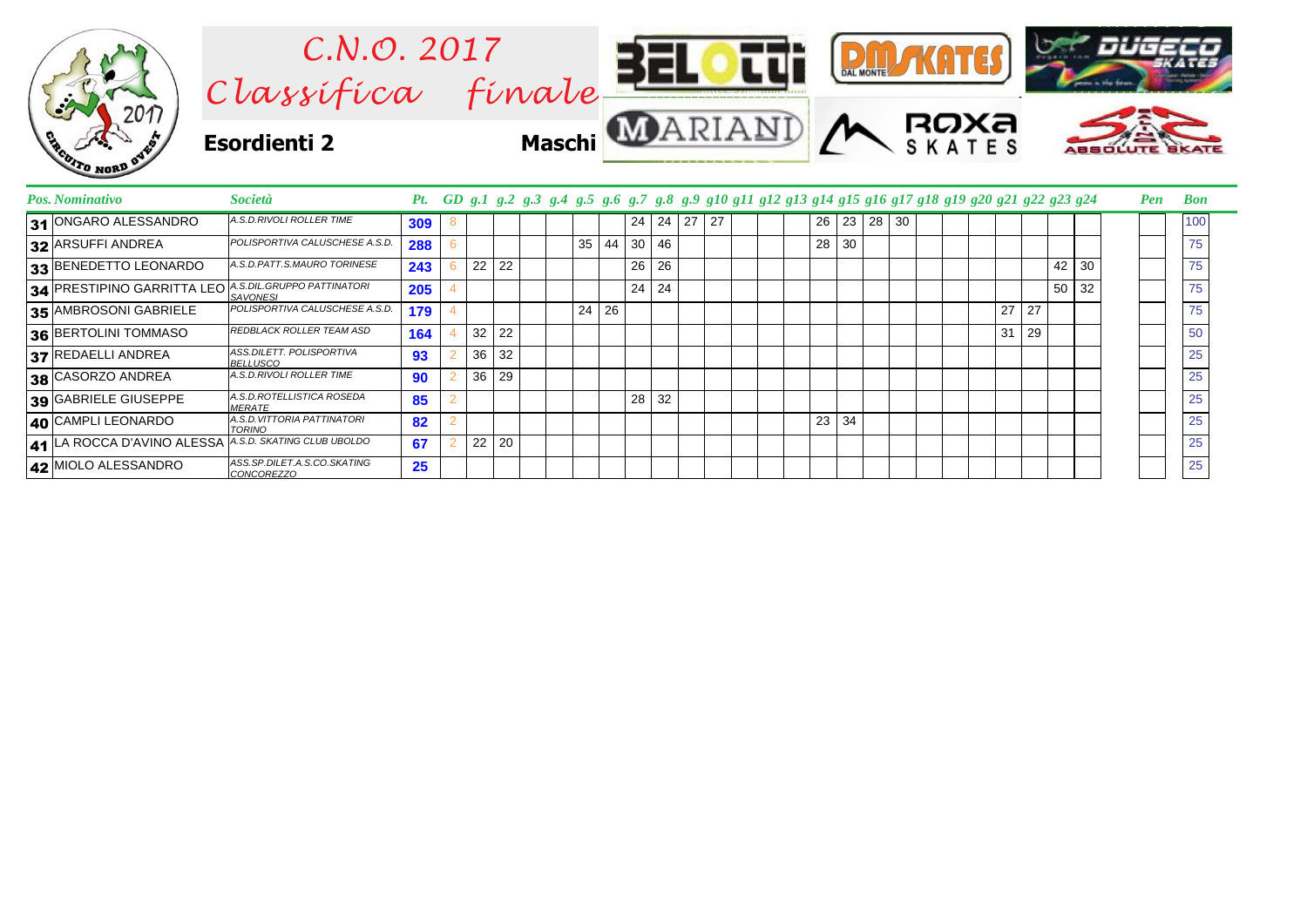# C.N.O. 2017 Classifica finale

**Esordienti 2** **Maschi**

| Pos. | Nominativo | Società | Pt. | GD | g.1 | g.2 | g.3 | g.4 | g.5 | g.6 | g.7 | g.8 | g.9 | g10 | g11 | g12 | g13 | g14 | g15 | g16 | g17 | g18 | g19 | g20 | g21 | g22 | g23 | g24 | Pen | Bon |
|---|---|---|---|---|---|---|---|---|---|---|---|---|---|---|---|---|---|---|---|---|---|---|---|---|---|---|---|---|---|---|
| 31 | ONGARO ALESSANDRO | A.S.D.RIVOLI ROLLER TIME | 309 | 8 | | | | | | | 24 | 24 | 27 | 27 | | | | 26 | 23 | 28 | 30 | | | | | | | | | 100 |
| 32 | ARSUFFI ANDREA | POLISPORTIVA CALUSCHESE A.S.D. | 288 | 6 | | | | | 35 | 44 | 30 | 46 | | | | | | 28 | 30 | | | | | | | | | | | 75 |
| 33 | BENEDETTO LEONARDO | A.S.D.PATT.S.MAURO TORINESE | 243 | 6 | 22 | 22 | | | | | 26 | 26 | | | | | | | | | | | | | | | 42 | 30 | | 75 |
| 34 | PRESTIPINO GARRITTA LEO | A.S.DIL.GRUPPO PATTINATORI SAVONESI | 205 | 4 | | | | | | | 24 | 24 | | | | | | | | | | | | | | | 50 | 32 | | 75 |
| 35 | AMBROSONI GABRIELE | POLISPORTIVA CALUSCHESE A.S.D. | 179 | 4 | | | | | 24 | 26 | | | | | | | | | | | | | | | 27 | 27 | | | | 75 |
| 36 | BERTOLINI TOMMASO | REDBLACK ROLLER TEAM ASD | 164 | 4 | 32 | 22 | | | | | | | | | | | | | | | | | | | 31 | 29 | | | | 50 |
| 37 | REDAELLI ANDREA | ASS.DILETT. POLISPORTIVA BELLUSCO | 93 | 2 | 36 | 32 | | | | | | | | | | | | | | | | | | | | | | | | 25 |
| 38 | CASORZO ANDREA | A.S.D.RIVOLI ROLLER TIME | 90 | 2 | 36 | 29 | | | | | | | | | | | | | | | | | | | | | | | | 25 |
| 39 | GABRIELE GIUSEPPE | A.S.D.ROTELLISTICA ROSEDA MERATE | 85 | 2 | | | | | | | 28 | 32 | | | | | | | | | | | | | | | | | | 25 |
| 40 | CAMPLI LEONARDO | A.S.D.VITTORIA PATTINATORI TORINO | 82 | 2 | | | | | | | | | | | | | | 23 | 34 | | | | | | | | | | | 25 |
| 41 | LA ROCCA D'AVINO ALESSA | A.S.D. SKATING CLUB UBOLDO | 67 | 2 | 22 | 20 | | | | | | | | | | | | | | | | | | | | | | | | 25 |
| 42 | MIOLO ALESSANDRO | ASS.SP.DILET.A.S.CO.SKATING CONCOREZZO | 25 | | | | | | | | | | | | | | | | | | | | | | | | | | | 25 |